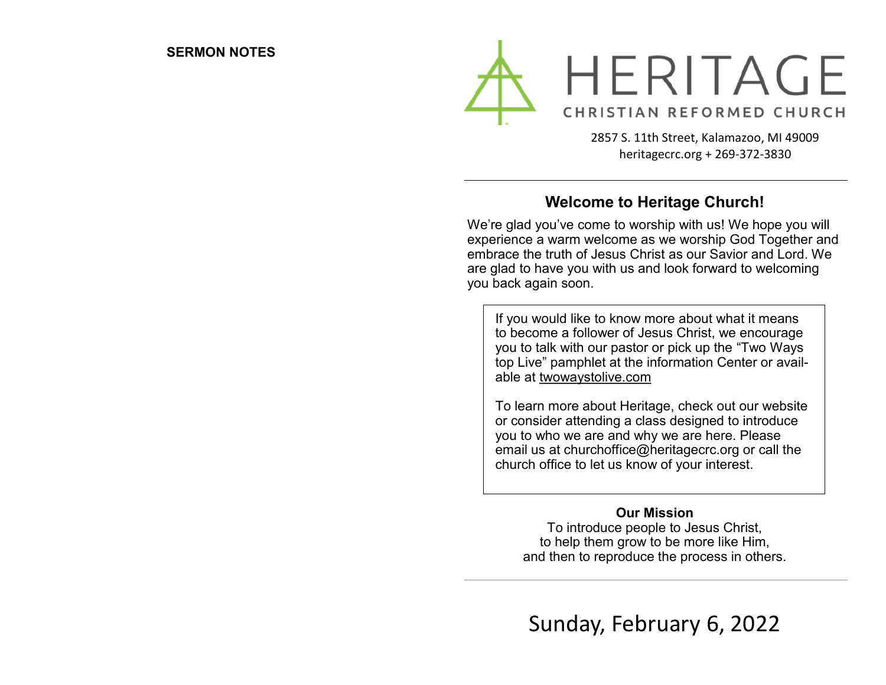**SERMON NOTES**

# HERITAGE

CHRISTIAN REFORMED CHURCH

2857 S. 11th Street, Kalamazoo, MI 49009
heritagecrc.org + 269-372-3830

## Welcome to Heritage Church!

We're glad you've come to worship with us! We hope you will experience a warm welcome as we worship God Together and embrace the truth of Jesus Christ as our Savior and Lord. We are glad to have you with us and look forward to welcoming you back again soon.

If you would like to know more about what it means to become a follower of Jesus Christ, we encourage you to talk with our pastor or pick up the "Two Ways top Live" pamphlet at the information Center or available at twowaystolive.com

To learn more about Heritage, check out our website or consider attending a class designed to introduce you to who we are and why we are here. Please email us at churchoffice@heritagecrc.org or call the church office to let us know of your interest.

**Our Mission**

To introduce people to Jesus Christ,
to help them grow to be more like Him,
and then to reproduce the process in others.

Sunday, February 6, 2022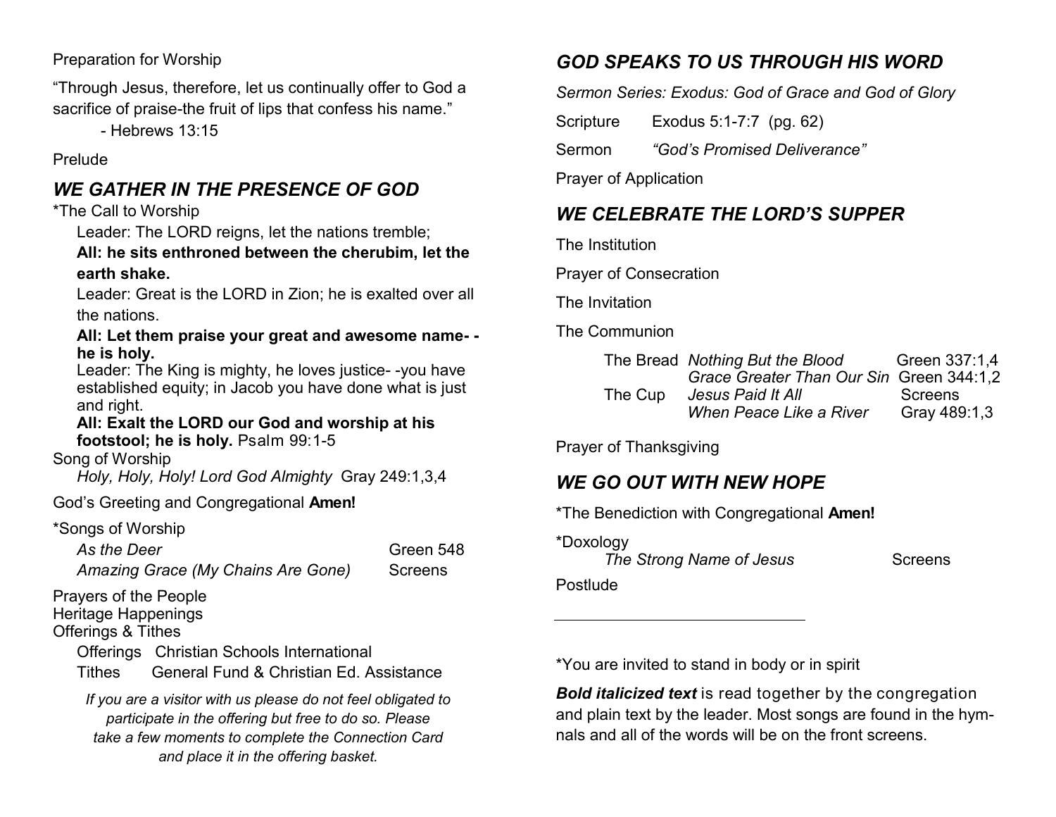Preparation for Worship

"Through Jesus, therefore, let us continually offer to God a sacrifice of praise-the fruit of lips that confess his name."

- Hebrews 13:15

Prelude

## *WE GATHER IN THE PRESENCE OF GOD*

*The Call to Worship

Leader: The LORD reigns, let the nations tremble;

**All: he sits enthroned between the cherubim, let the earth shake.**

Leader: Great is the LORD in Zion; he is exalted over all the nations.

**All: Let them praise your great and awesome name- - he is holy.**

Leader: The King is mighty, he loves justice- -you have established equity; in Jacob you have done what is just and right.

**All: Exalt the LORD our God and worship at his footstool; he is holy.** Psalm 99:1-5

Song of Worship

*Holy, Holy, Holy! Lord God Almighty* Gray 249:1,3,4

God's Greeting and Congregational **Amen!**

*Songs of Worship

| | |
|---|---|
| *As the Deer* | Green 548 |
| *Amazing Grace (My Chains Are Gone)* | Screens |

Prayers of the People

Heritage Happenings

Offerings & Tithes

| | |
|---|---|
| Offerings | Christian Schools International |
| Tithes | General Fund & Christian Ed. Assistance |

*If you are a visitor with us please do not feel obligated to participate in the offering but free to do so. Please take a few moments to complete the Connection Card and place it in the offering basket.*

## *GOD SPEAKS TO US THROUGH HIS WORD*

*Sermon Series: Exodus: God of Grace and God of Glory*

Scripture Exodus 5:1-7:7 (pg. 62)

Sermon *"God's Promised Deliverance"*

Prayer of Application

## *WE CELEBRATE THE LORD'S SUPPER*

The Institution

Prayer of Consecration

The Invitation

The Communion

| | | |
|---|---|---|
| The Bread | *Nothing But the Blood* | Green 337:1,4 |
| | *Grace Greater Than Our Sin* | Green 344:1,2 |
| The Cup | *Jesus Paid It All* | Screens |
| | *When Peace Like a River* | Gray 489:1,3 |

Prayer of Thanksgiving

## *WE GO OUT WITH NEW HOPE*

*The Benediction with Congregational **Amen!**

*Doxology

*The Strong Name of Jesus* Screens

Postlude

---

*You are invited to stand in body or in spirit

***Bold italicized text*** is read together by the congregation and plain text by the leader. Most songs are found in the hymnals and all of the words will be on the front screens.